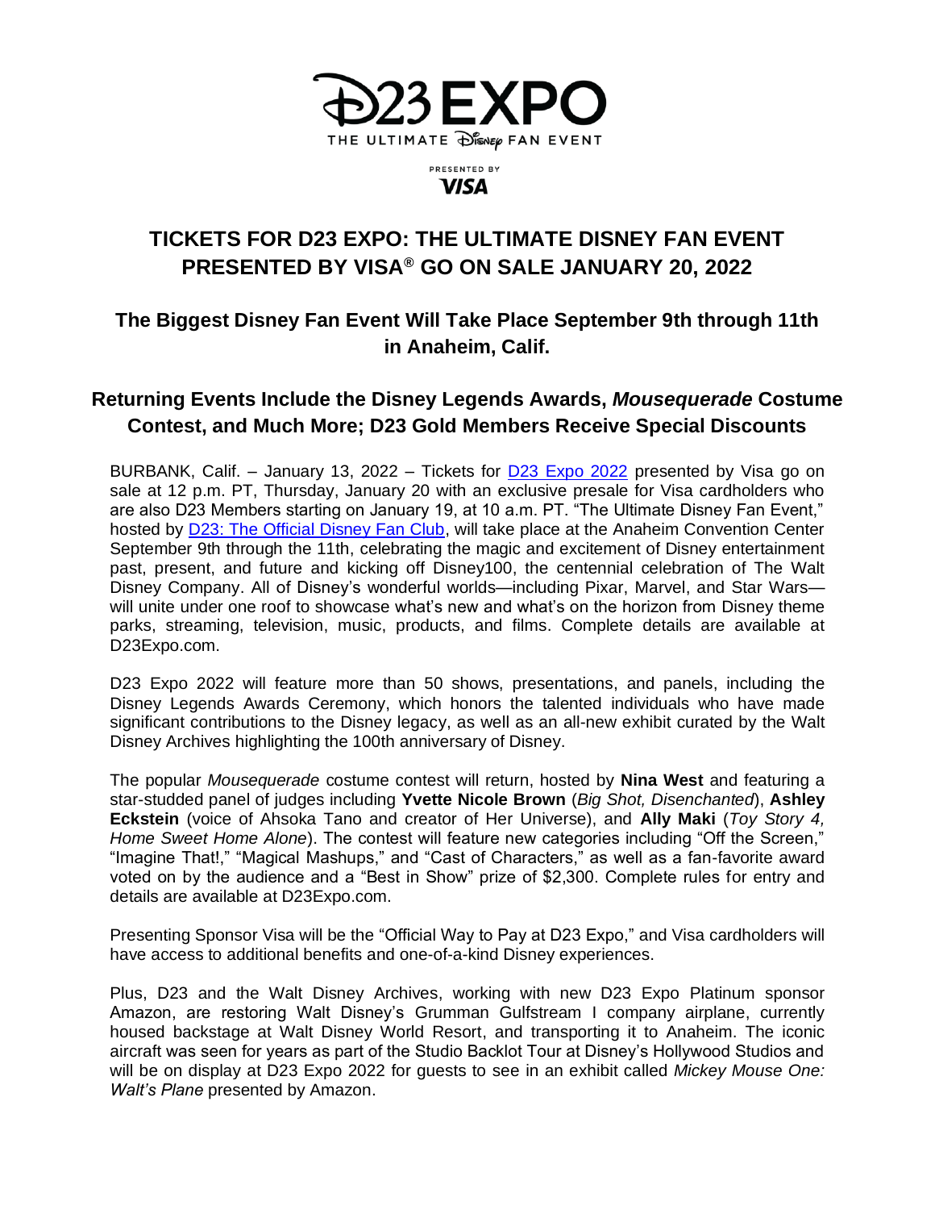D23 EXPO

THE ULTIMATE DISNEY FAN EVENT

PRESENTED BY VISA

# TICKETS FOR D23 EXPO: THE ULTIMATE DISNEY FAN EVENT PRESENTED BY VISA® GO ON SALE JANUARY 20, 2022

## The Biggest Disney Fan Event Will Take Place September 9th through 11th in Anaheim, Calif.

## Returning Events Include the Disney Legends Awards, *Mousequerade* Costume Contest, and Much More; D23 Gold Members Receive Special Discounts

BURBANK, Calif. – January 13, 2022 – Tickets for [D23 Expo 2022](https://d23expo.com) presented by Visa go on sale at 12 p.m. PT, Thursday, January 20 with an exclusive presale for Visa cardholders who are also D23 Members starting on January 19, at 10 a.m. PT. "The Ultimate Disney Fan Event," hosted by [D23: The Official Disney Fan Club](https://d23.com), will take place at the Anaheim Convention Center September 9th through the 11th, celebrating the magic and excitement of Disney entertainment past, present, and future and kicking off Disney100, the centennial celebration of The Walt Disney Company. All of Disney's wonderful worlds—including Pixar, Marvel, and Star Wars—will unite under one roof to showcase what's new and what's on the horizon from Disney theme parks, streaming, television, music, products, and films. Complete details are available at D23Expo.com.

D23 Expo 2022 will feature more than 50 shows, presentations, and panels, including the Disney Legends Awards Ceremony, which honors the talented individuals who have made significant contributions to the Disney legacy, as well as an all-new exhibit curated by the Walt Disney Archives highlighting the 100th anniversary of Disney.

The popular *Mousequerade* costume contest will return, hosted by **Nina West** and featuring a star-studded panel of judges including **Yvette Nicole Brown** (*Big Shot, Disenchanted*), **Ashley Eckstein** (voice of Ahsoka Tano and creator of Her Universe), and **Ally Maki** (*Toy Story 4, Home Sweet Home Alone*). The contest will feature new categories including "Off the Screen," "Imagine That!," "Magical Mashups," and "Cast of Characters," as well as a fan-favorite award voted on by the audience and a "Best in Show" prize of $2,300. Complete rules for entry and details are available at D23Expo.com.

Presenting Sponsor Visa will be the "Official Way to Pay at D23 Expo," and Visa cardholders will have access to additional benefits and one-of-a-kind Disney experiences.

Plus, D23 and the Walt Disney Archives, working with new D23 Expo Platinum sponsor Amazon, are restoring Walt Disney's Grumman Gulfstream I company airplane, currently housed backstage at Walt Disney World Resort, and transporting it to Anaheim. The iconic aircraft was seen for years as part of the Studio Backlot Tour at Disney's Hollywood Studios and will be on display at D23 Expo 2022 for guests to see in an exhibit called *Mickey Mouse One: Walt's Plane* presented by Amazon.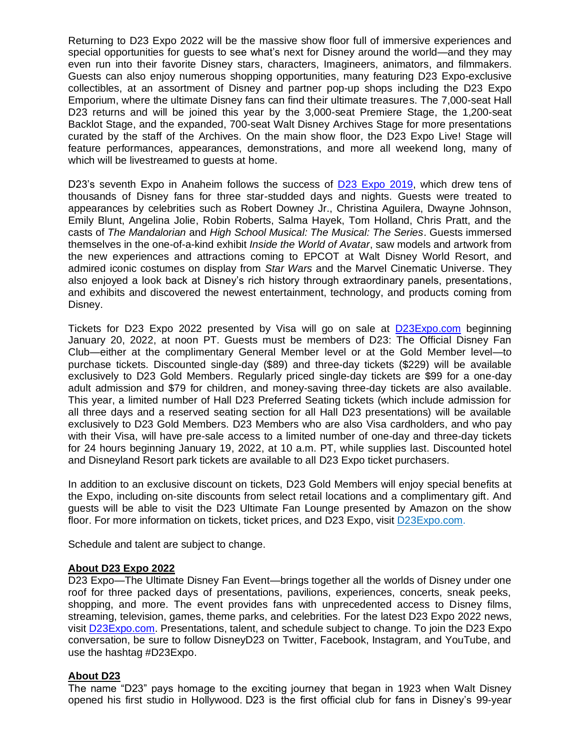Returning to D23 Expo 2022 will be the massive show floor full of immersive experiences and special opportunities for guests to see what's next for Disney around the world—and they may even run into their favorite Disney stars, characters, Imagineers, animators, and filmmakers. Guests can also enjoy numerous shopping opportunities, many featuring D23 Expo-exclusive collectibles, at an assortment of Disney and partner pop-up shops including the D23 Expo Emporium, where the ultimate Disney fans can find their ultimate treasures. The 7,000-seat Hall D23 returns and will be joined this year by the 3,000-seat Premiere Stage, the 1,200-seat Backlot Stage, and the expanded, 700-seat Walt Disney Archives Stage for more presentations curated by the staff of the Archives. On the main show floor, the D23 Expo Live! Stage will feature performances, appearances, demonstrations, and more all weekend long, many of which will be livestreamed to guests at home.

D23's seventh Expo in Anaheim follows the success of [D23 Expo 2019](), which drew tens of thousands of Disney fans for three star-studded days and nights. Guests were treated to appearances by celebrities such as Robert Downey Jr., Christina Aguilera, Dwayne Johnson, Emily Blunt, Angelina Jolie, Robin Roberts, Salma Hayek, Tom Holland, Chris Pratt, and the casts of *The Mandalorian* and *High School Musical: The Musical: The Series*. Guests immersed themselves in the one-of-a-kind exhibit *Inside the World of Avatar*, saw models and artwork from the new experiences and attractions coming to EPCOT at Walt Disney World Resort, and admired iconic costumes on display from *Star Wars* and the Marvel Cinematic Universe. They also enjoyed a look back at Disney's rich history through extraordinary panels, presentations, and exhibits and discovered the newest entertainment, technology, and products coming from Disney.

Tickets for D23 Expo 2022 presented by Visa will go on sale at [D23Expo.com]() beginning January 20, 2022, at noon PT. Guests must be members of D23: The Official Disney Fan Club—either at the complimentary General Member level or at the Gold Member level—to purchase tickets. Discounted single-day ($89) and three-day tickets ($229) will be available exclusively to D23 Gold Members. Regularly priced single-day tickets are $99 for a one-day adult admission and $79 for children, and money-saving three-day tickets are also available. This year, a limited number of Hall D23 Preferred Seating tickets (which include admission for all three days and a reserved seating section for all Hall D23 presentations) will be available exclusively to D23 Gold Members. D23 Members who are also Visa cardholders, and who pay with their Visa, will have pre-sale access to a limited number of one-day and three-day tickets for 24 hours beginning January 19, 2022, at 10 a.m. PT, while supplies last. Discounted hotel and Disneyland Resort park tickets are available to all D23 Expo ticket purchasers.

In addition to an exclusive discount on tickets, D23 Gold Members will enjoy special benefits at the Expo, including on-site discounts from select retail locations and a complimentary gift. And guests will be able to visit the D23 Ultimate Fan Lounge presented by Amazon on the show floor. For more information on tickets, ticket prices, and D23 Expo, visit [D23Expo.com]().

Schedule and talent are subject to change.

**About D23 Expo 2022**

D23 Expo—The Ultimate Disney Fan Event—brings together all the worlds of Disney under one roof for three packed days of presentations, pavilions, experiences, concerts, sneak peeks, shopping, and more. The event provides fans with unprecedented access to Disney films, streaming, television, games, theme parks, and celebrities. For the latest D23 Expo 2022 news, visit [D23Expo.com](). Presentations, talent, and schedule subject to change. To join the D23 Expo conversation, be sure to follow DisneyD23 on Twitter, Facebook, Instagram, and YouTube, and use the hashtag #D23Expo.

**About D23**

The name "D23" pays homage to the exciting journey that began in 1923 when Walt Disney opened his first studio in Hollywood. D23 is the first official club for fans in Disney's 99-year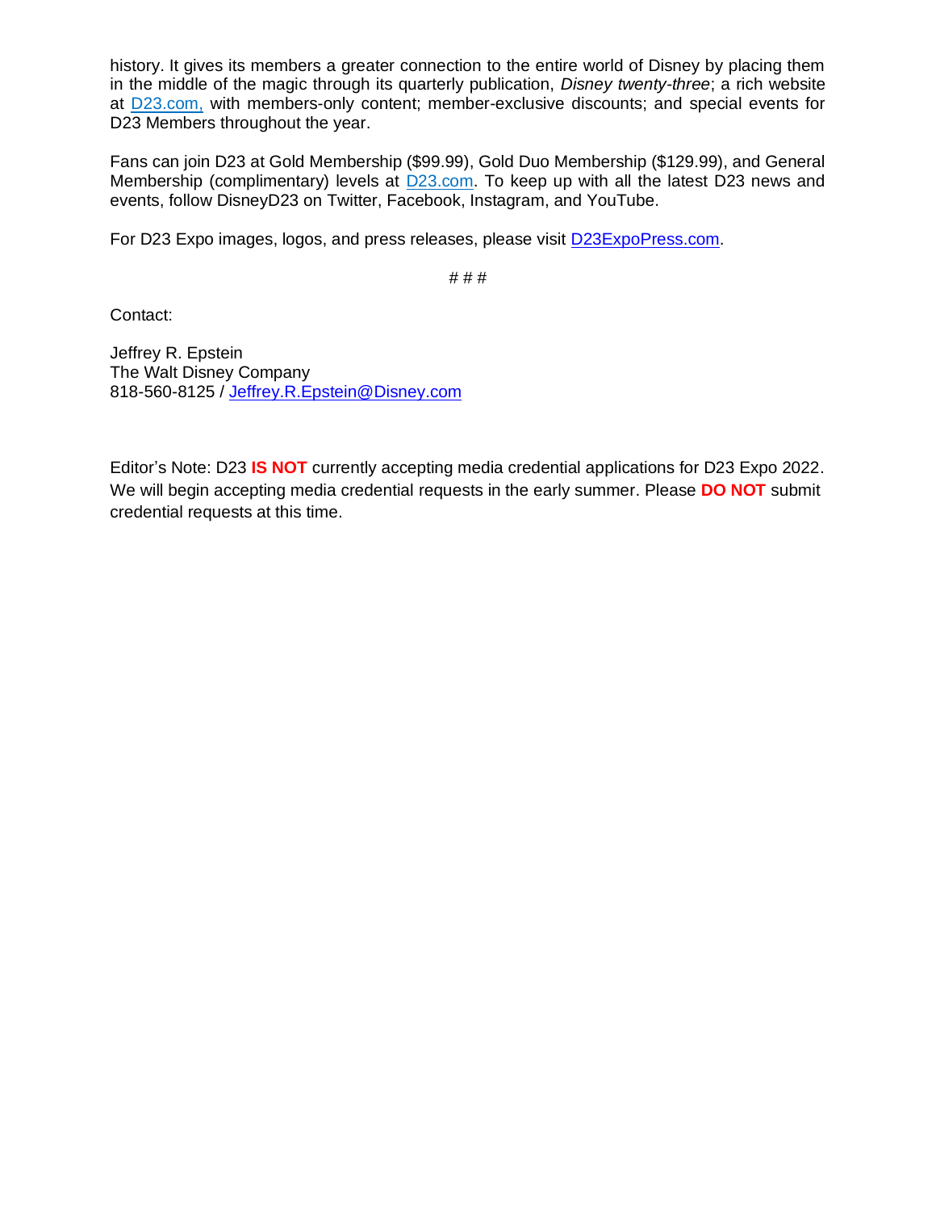history. It gives its members a greater connection to the entire world of Disney by placing them in the middle of the magic through its quarterly publication, *Disney twenty-three*; a rich website at D23.com, with members-only content; member-exclusive discounts; and special events for D23 Members throughout the year.

Fans can join D23 at Gold Membership ($99.99), Gold Duo Membership ($129.99), and General Membership (complimentary) levels at D23.com. To keep up with all the latest D23 news and events, follow DisneyD23 on Twitter, Facebook, Instagram, and YouTube.

For D23 Expo images, logos, and press releases, please visit D23ExpoPress.com.

# # #

Contact:

Jeffrey R. Epstein
The Walt Disney Company
818-560-8125 / Jeffrey.R.Epstein@Disney.com

Editor's Note: D23 **IS NOT** currently accepting media credential applications for D23 Expo 2022. We will begin accepting media credential requests in the early summer. Please **DO NOT** submit credential requests at this time.